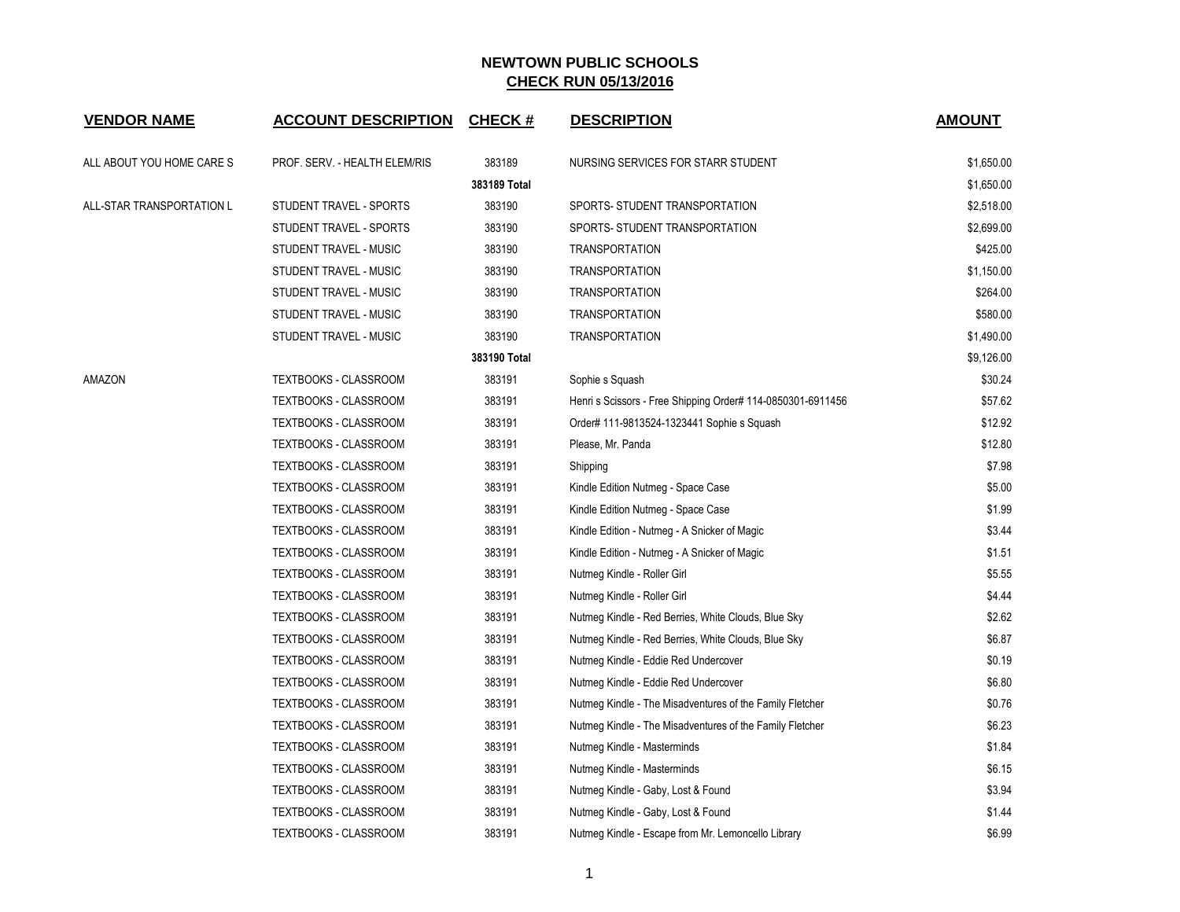# NEWTOWN PUBLIC SCHOOLS
## CHECK RUN 05/13/2016

| VENDOR NAME | ACCOUNT DESCRIPTION | CHECK # | DESCRIPTION | AMOUNT |
|---|---|---|---|---|
| ALL ABOUT YOU HOME CARE S | PROF. SERV. - HEALTH ELEM/RIS | 383189 | NURSING SERVICES FOR STARR STUDENT | $1,650.00 |
| | | **383189 Total** | | $1,650.00 |
| ALL-STAR TRANSPORTATION L | STUDENT TRAVEL - SPORTS | 383190 | SPORTS- STUDENT TRANSPORTATION | $2,518.00 |
| | STUDENT TRAVEL - SPORTS | 383190 | SPORTS- STUDENT TRANSPORTATION | $2,699.00 |
| | STUDENT TRAVEL - MUSIC | 383190 | TRANSPORTATION | $425.00 |
| | STUDENT TRAVEL - MUSIC | 383190 | TRANSPORTATION | $1,150.00 |
| | STUDENT TRAVEL - MUSIC | 383190 | TRANSPORTATION | $264.00 |
| | STUDENT TRAVEL - MUSIC | 383190 | TRANSPORTATION | $580.00 |
| | STUDENT TRAVEL - MUSIC | 383190 | TRANSPORTATION | $1,490.00 |
| | | **383190 Total** | | $9,126.00 |
| AMAZON | TEXTBOOKS - CLASSROOM | 383191 | Sophie s Squash | $30.24 |
| | TEXTBOOKS - CLASSROOM | 383191 | Henri s Scissors - Free Shipping Order# 114-0850301-6911456 | $57.62 |
| | TEXTBOOKS - CLASSROOM | 383191 | Order# 111-9813524-1323441 Sophie s Squash | $12.92 |
| | TEXTBOOKS - CLASSROOM | 383191 | Please, Mr. Panda | $12.80 |
| | TEXTBOOKS - CLASSROOM | 383191 | Shipping | $7.98 |
| | TEXTBOOKS - CLASSROOM | 383191 | Kindle Edition Nutmeg - Space Case | $5.00 |
| | TEXTBOOKS - CLASSROOM | 383191 | Kindle Edition Nutmeg - Space Case | $1.99 |
| | TEXTBOOKS - CLASSROOM | 383191 | Kindle Edition - Nutmeg - A Snicker of Magic | $3.44 |
| | TEXTBOOKS - CLASSROOM | 383191 | Kindle Edition - Nutmeg - A Snicker of Magic | $1.51 |
| | TEXTBOOKS - CLASSROOM | 383191 | Nutmeg Kindle - Roller Girl | $5.55 |
| | TEXTBOOKS - CLASSROOM | 383191 | Nutmeg Kindle - Roller Girl | $4.44 |
| | TEXTBOOKS - CLASSROOM | 383191 | Nutmeg Kindle - Red Berries, White Clouds, Blue Sky | $2.62 |
| | TEXTBOOKS - CLASSROOM | 383191 | Nutmeg Kindle - Red Berries, White Clouds, Blue Sky | $6.87 |
| | TEXTBOOKS - CLASSROOM | 383191 | Nutmeg Kindle - Eddie Red Undercover | $0.19 |
| | TEXTBOOKS - CLASSROOM | 383191 | Nutmeg Kindle - Eddie Red Undercover | $6.80 |
| | TEXTBOOKS - CLASSROOM | 383191 | Nutmeg Kindle - The Misadventures of the Family Fletcher | $0.76 |
| | TEXTBOOKS - CLASSROOM | 383191 | Nutmeg Kindle - The Misadventures of the Family Fletcher | $6.23 |
| | TEXTBOOKS - CLASSROOM | 383191 | Nutmeg Kindle - Masterminds | $1.84 |
| | TEXTBOOKS - CLASSROOM | 383191 | Nutmeg Kindle - Masterminds | $6.15 |
| | TEXTBOOKS - CLASSROOM | 383191 | Nutmeg Kindle - Gaby, Lost & Found | $3.94 |
| | TEXTBOOKS - CLASSROOM | 383191 | Nutmeg Kindle - Gaby, Lost & Found | $1.44 |
| | TEXTBOOKS - CLASSROOM | 383191 | Nutmeg Kindle - Escape from Mr. Lemoncello Library | $6.99 |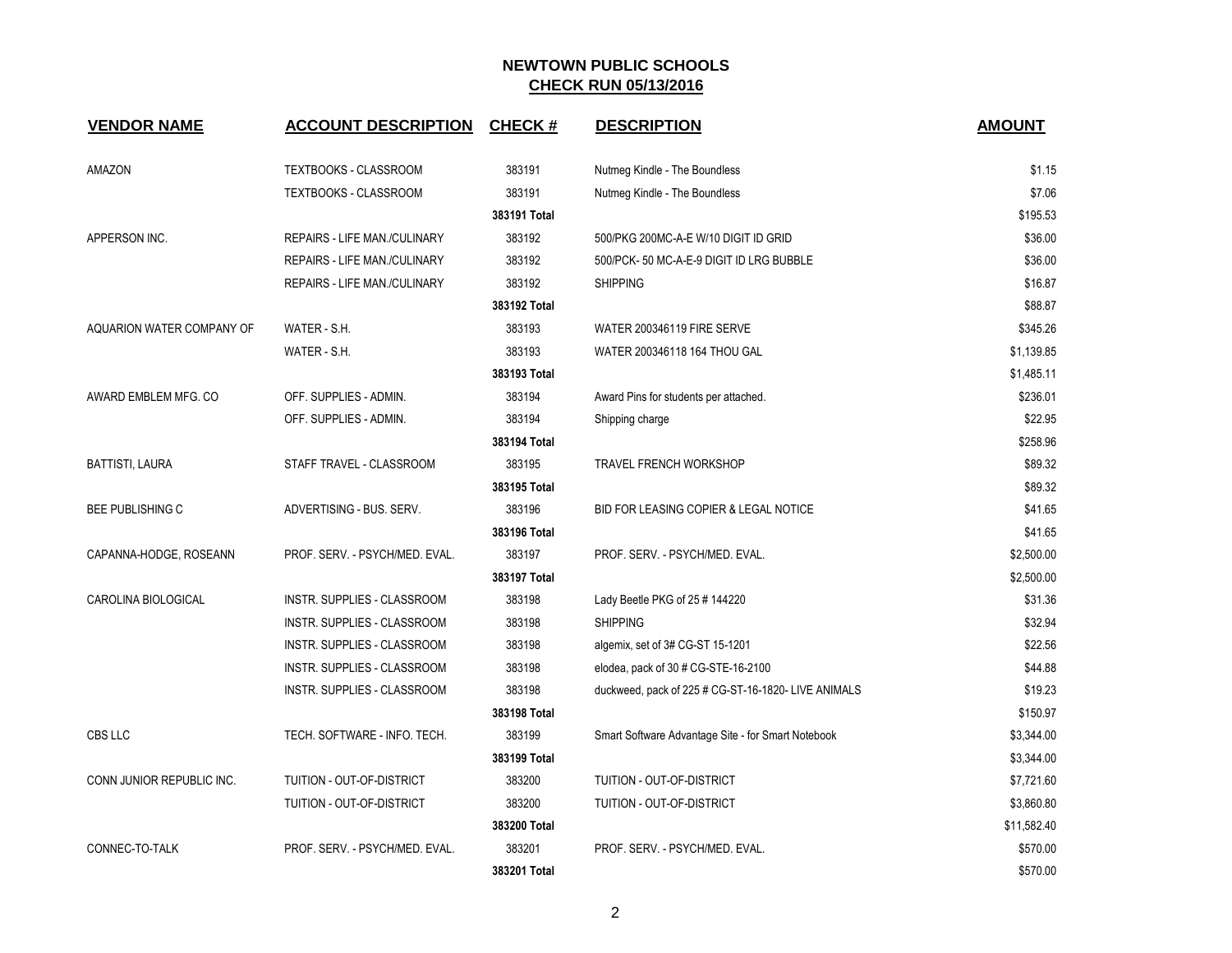# NEWTOWN PUBLIC SCHOOLS

## CHECK RUN 05/13/2016

| VENDOR NAME | ACCOUNT DESCRIPTION | CHECK # | DESCRIPTION | AMOUNT |
|---|---|---|---|---|
| AMAZON | TEXTBOOKS - CLASSROOM | 383191 | Nutmeg Kindle - The Boundless | $1.15 |
| | TEXTBOOKS - CLASSROOM | 383191 | Nutmeg Kindle - The Boundless | $7.06 |
| | | **383191 Total** | | $195.53 |
| APPERSON INC. | REPAIRS - LIFE MAN./CULINARY | 383192 | 500/PKG 200MC-A-E W/10 DIGIT ID GRID | $36.00 |
| | REPAIRS - LIFE MAN./CULINARY | 383192 | 500/PCK- 50 MC-A-E-9 DIGIT ID LRG BUBBLE | $36.00 |
| | REPAIRS - LIFE MAN./CULINARY | 383192 | SHIPPING | $16.87 |
| | | **383192 Total** | | $88.87 |
| AQUARION WATER COMPANY OF | WATER - S.H. | 383193 | WATER 200346119 FIRE SERVE | $345.26 |
| | WATER - S.H. | 383193 | WATER 200346118 164 THOU GAL | $1,139.85 |
| | | **383193 Total** | | $1,485.11 |
| AWARD EMBLEM MFG. CO | OFF. SUPPLIES - ADMIN. | 383194 | Award Pins for students per attached. | $236.01 |
| | OFF. SUPPLIES - ADMIN. | 383194 | Shipping charge | $22.95 |
| | | **383194 Total** | | $258.96 |
| BATTISTI, LAURA | STAFF TRAVEL - CLASSROOM | 383195 | TRAVEL FRENCH WORKSHOP | $89.32 |
| | | **383195 Total** | | $89.32 |
| BEE PUBLISHING C | ADVERTISING - BUS. SERV. | 383196 | BID FOR LEASING COPIER & LEGAL NOTICE | $41.65 |
| | | **383196 Total** | | $41.65 |
| CAPANNA-HODGE, ROSEANN | PROF. SERV. - PSYCH/MED. EVAL. | 383197 | PROF. SERV. - PSYCH/MED. EVAL. | $2,500.00 |
| | | **383197 Total** | | $2,500.00 |
| CAROLINA BIOLOGICAL | INSTR. SUPPLIES - CLASSROOM | 383198 | Lady Beetle PKG of 25 # 144220 | $31.36 |
| | INSTR. SUPPLIES - CLASSROOM | 383198 | SHIPPING | $32.94 |
| | INSTR. SUPPLIES - CLASSROOM | 383198 | algemix, set of 3# CG-ST 15-1201 | $22.56 |
| | INSTR. SUPPLIES - CLASSROOM | 383198 | elodea, pack of 30 # CG-STE-16-2100 | $44.88 |
| | INSTR. SUPPLIES - CLASSROOM | 383198 | duckweed, pack of 225 # CG-ST-16-1820- LIVE ANIMALS | $19.23 |
| | | **383198 Total** | | $150.97 |
| CBS LLC | TECH. SOFTWARE - INFO. TECH. | 383199 | Smart Software Advantage Site - for Smart Notebook | $3,344.00 |
| | | **383199 Total** | | $3,344.00 |
| CONN JUNIOR REPUBLIC INC. | TUITION - OUT-OF-DISTRICT | 383200 | TUITION - OUT-OF-DISTRICT | $7,721.60 |
| | TUITION - OUT-OF-DISTRICT | 383200 | TUITION - OUT-OF-DISTRICT | $3,860.80 |
| | | **383200 Total** | | $11,582.40 |
| CONNEC-TO-TALK | PROF. SERV. - PSYCH/MED. EVAL. | 383201 | PROF. SERV. - PSYCH/MED. EVAL. | $570.00 |
| | | **383201 Total** | | $570.00 |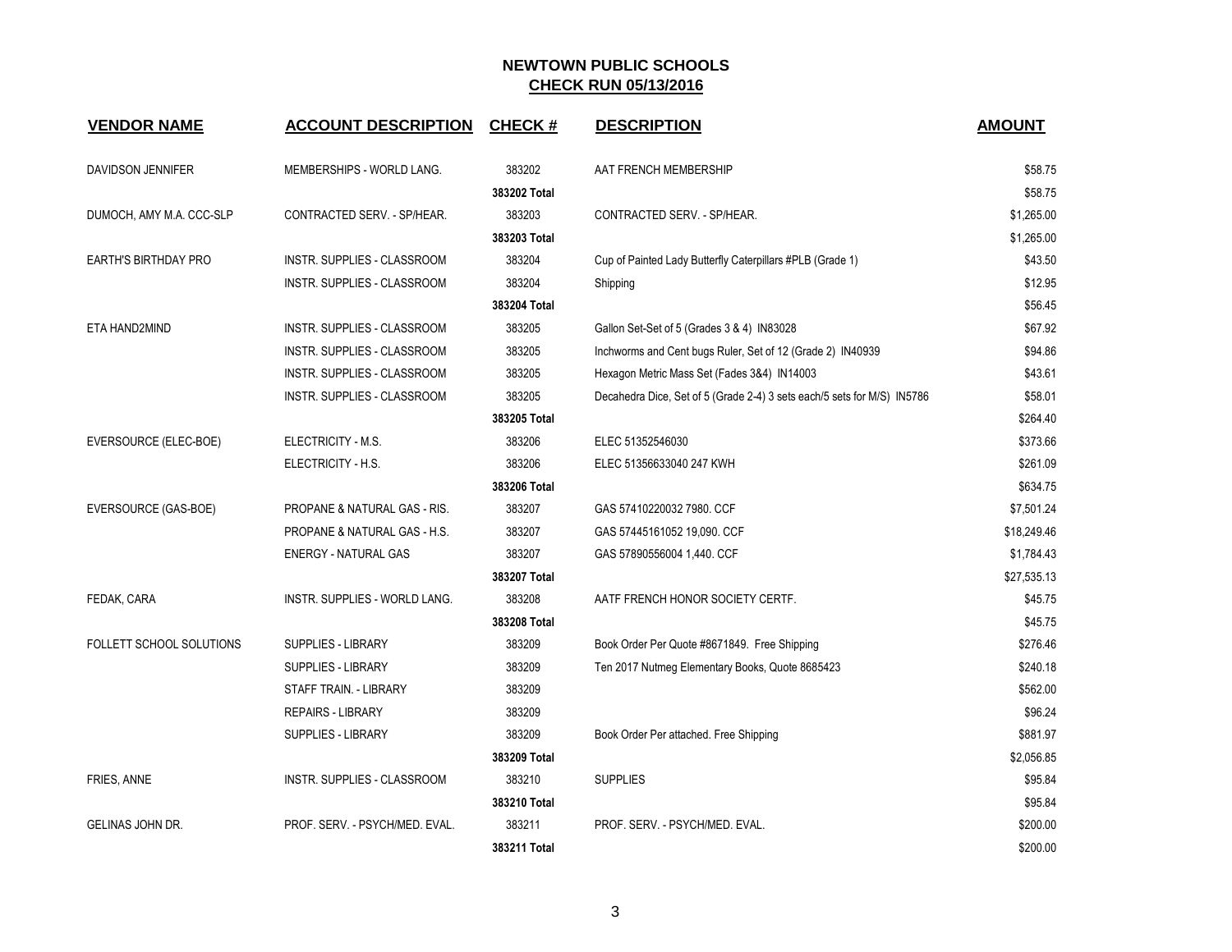# NEWTOWN PUBLIC SCHOOLS

## CHECK RUN 05/13/2016

| VENDOR NAME | ACCOUNT DESCRIPTION | CHECK # | DESCRIPTION | AMOUNT |
|---|---|---|---|---|
| DAVIDSON JENNIFER | MEMBERSHIPS - WORLD LANG. | 383202 | AAT FRENCH MEMBERSHIP | $58.75 |
| | | **383202 Total** | | $58.75 |
| DUMOCH, AMY M.A. CCC-SLP | CONTRACTED SERV. - SP/HEAR. | 383203 | CONTRACTED SERV. - SP/HEAR. | $1,265.00 |
| | | **383203 Total** | | $1,265.00 |
| EARTH'S BIRTHDAY PRO | INSTR. SUPPLIES - CLASSROOM | 383204 | Cup of Painted Lady Butterfly Caterpillars #PLB (Grade 1) | $43.50 |
| | INSTR. SUPPLIES - CLASSROOM | 383204 | Shipping | $12.95 |
| | | **383204 Total** | | $56.45 |
| ETA HAND2MIND | INSTR. SUPPLIES - CLASSROOM | 383205 | Gallon Set-Set of 5 (Grades 3 & 4) IN83028 | $67.92 |
| | INSTR. SUPPLIES - CLASSROOM | 383205 | Inchworms and Cent bugs Ruler, Set of 12 (Grade 2) IN40939 | $94.86 |
| | INSTR. SUPPLIES - CLASSROOM | 383205 | Hexagon Metric Mass Set (Fades 3&4) IN14003 | $43.61 |
| | INSTR. SUPPLIES - CLASSROOM | 383205 | Decahedra Dice, Set of 5 (Grade 2-4) 3 sets each/5 sets for M/S) IN5786 | $58.01 |
| | | **383205 Total** | | $264.40 |
| EVERSOURCE (ELEC-BOE) | ELECTRICITY - M.S. | 383206 | ELEC 51352546030 | $373.66 |
| | ELECTRICITY - H.S. | 383206 | ELEC 51356633040 247 KWH | $261.09 |
| | | **383206 Total** | | $634.75 |
| EVERSOURCE (GAS-BOE) | PROPANE & NATURAL GAS - RIS. | 383207 | GAS 57410220032 7980. CCF | $7,501.24 |
| | PROPANE & NATURAL GAS - H.S. | 383207 | GAS 57445161052 19,090. CCF | $18,249.46 |
| | ENERGY - NATURAL GAS | 383207 | GAS 57890556004 1,440. CCF | $1,784.43 |
| | | **383207 Total** | | $27,535.13 |
| FEDAK, CARA | INSTR. SUPPLIES - WORLD LANG. | 383208 | AATF FRENCH HONOR SOCIETY CERTF. | $45.75 |
| | | **383208 Total** | | $45.75 |
| FOLLETT SCHOOL SOLUTIONS | SUPPLIES - LIBRARY | 383209 | Book Order Per Quote #8671849. Free Shipping | $276.46 |
| | SUPPLIES - LIBRARY | 383209 | Ten 2017 Nutmeg Elementary Books, Quote 8685423 | $240.18 |
| | STAFF TRAIN. - LIBRARY | 383209 | | $562.00 |
| | REPAIRS - LIBRARY | 383209 | | $96.24 |
| | SUPPLIES - LIBRARY | 383209 | Book Order Per attached. Free Shipping | $881.97 |
| | | **383209 Total** | | $2,056.85 |
| FRIES, ANNE | INSTR. SUPPLIES - CLASSROOM | 383210 | SUPPLIES | $95.84 |
| | | **383210 Total** | | $95.84 |
| GELINAS JOHN DR. | PROF. SERV. - PSYCH/MED. EVAL. | 383211 | PROF. SERV. - PSYCH/MED. EVAL. | $200.00 |
| | | **383211 Total** | | $200.00 |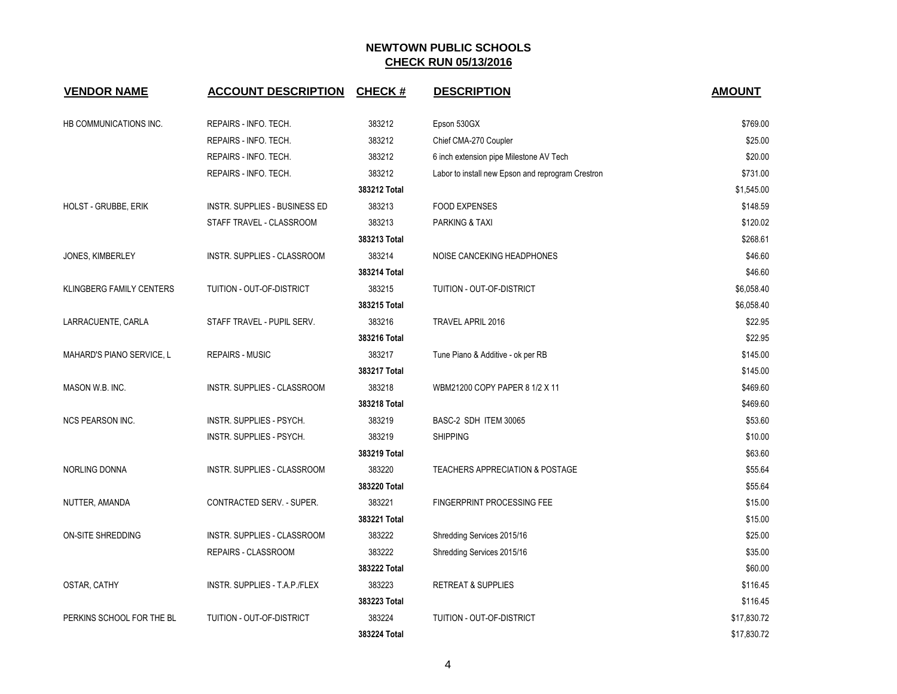# NEWTOWN PUBLIC SCHOOLS

## CHECK RUN 05/13/2016

| VENDOR NAME | ACCOUNT DESCRIPTION | CHECK # | DESCRIPTION | AMOUNT |
|---|---|---|---|---|
| HB COMMUNICATIONS INC. | REPAIRS - INFO. TECH. | 383212 | Epson 530GX | $769.00 |
| | REPAIRS - INFO. TECH. | 383212 | Chief CMA-270 Coupler | $25.00 |
| | REPAIRS - INFO. TECH. | 383212 | 6 inch extension pipe Milestone AV Tech | $20.00 |
| | REPAIRS - INFO. TECH. | 383212 | Labor to install new Epson and reprogram Crestron | $731.00 |
| | | **383212 Total** | | $1,545.00 |
| HOLST - GRUBBE, ERIK | INSTR. SUPPLIES - BUSINESS ED | 383213 | FOOD EXPENSES | $148.59 |
| | STAFF TRAVEL - CLASSROOM | 383213 | PARKING & TAXI | $120.02 |
| | | **383213 Total** | | $268.61 |
| JONES, KIMBERLEY | INSTR. SUPPLIES - CLASSROOM | 383214 | NOISE CANCEKING HEADPHONES | $46.60 |
| | | **383214 Total** | | $46.60 |
| KLINGBERG FAMILY CENTERS | TUITION - OUT-OF-DISTRICT | 383215 | TUITION - OUT-OF-DISTRICT | $6,058.40 |
| | | **383215 Total** | | $6,058.40 |
| LARRACUENTE, CARLA | STAFF TRAVEL - PUPIL SERV. | 383216 | TRAVEL APRIL 2016 | $22.95 |
| | | **383216 Total** | | $22.95 |
| MAHARD'S PIANO SERVICE, L | REPAIRS - MUSIC | 383217 | Tune Piano & Additive - ok per RB | $145.00 |
| | | **383217 Total** | | $145.00 |
| MASON W.B. INC. | INSTR. SUPPLIES - CLASSROOM | 383218 | WBM21200 COPY PAPER 8 1/2 X 11 | $469.60 |
| | | **383218 Total** | | $469.60 |
| NCS PEARSON INC. | INSTR. SUPPLIES - PSYCH. | 383219 | BASC-2 SDH ITEM 30065 | $53.60 |
| | INSTR. SUPPLIES - PSYCH. | 383219 | SHIPPING | $10.00 |
| | | **383219 Total** | | $63.60 |
| NORLING DONNA | INSTR. SUPPLIES - CLASSROOM | 383220 | TEACHERS APPRECIATION & POSTAGE | $55.64 |
| | | **383220 Total** | | $55.64 |
| NUTTER, AMANDA | CONTRACTED SERV. - SUPER. | 383221 | FINGERPRINT PROCESSING FEE | $15.00 |
| | | **383221 Total** | | $15.00 |
| ON-SITE SHREDDING | INSTR. SUPPLIES - CLASSROOM | 383222 | Shredding Services 2015/16 | $25.00 |
| | REPAIRS - CLASSROOM | 383222 | Shredding Services 2015/16 | $35.00 |
| | | **383222 Total** | | $60.00 |
| OSTAR, CATHY | INSTR. SUPPLIES - T.A.P./FLEX | 383223 | RETREAT & SUPPLIES | $116.45 |
| | | **383223 Total** | | $116.45 |
| PERKINS SCHOOL FOR THE BL | TUITION - OUT-OF-DISTRICT | 383224 | TUITION - OUT-OF-DISTRICT | $17,830.72 |
| | | **383224 Total** | | $17,830.72 |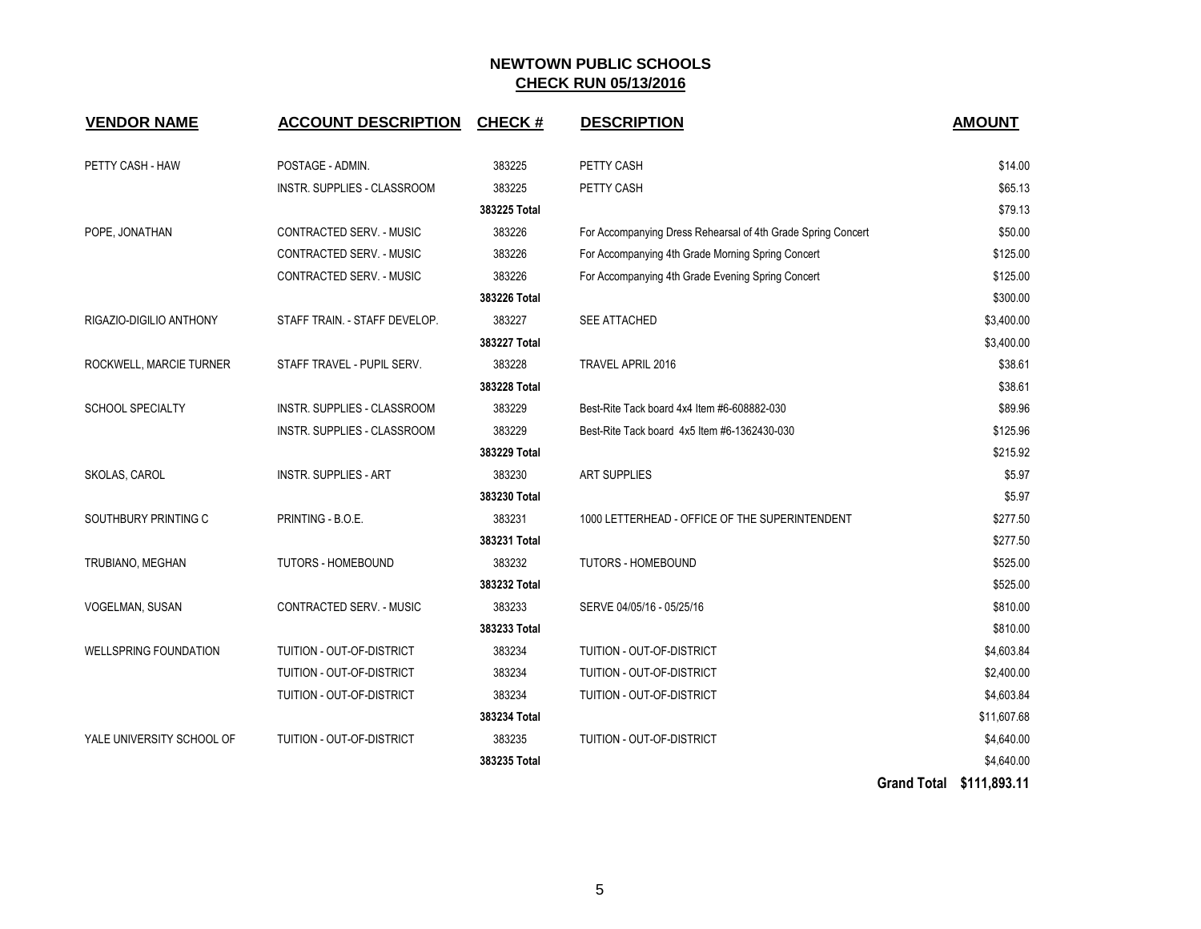## NEWTOWN PUBLIC SCHOOLS
## CHECK RUN 05/13/2016

| VENDOR NAME | ACCOUNT DESCRIPTION | CHECK # | DESCRIPTION | AMOUNT |
|---|---|---|---|---|
| PETTY CASH - HAW | POSTAGE - ADMIN. | 383225 | PETTY CASH | $14.00 |
| | INSTR. SUPPLIES - CLASSROOM | 383225 | PETTY CASH | $65.13 |
| | | **383225 Total** | | $79.13 |
| POPE, JONATHAN | CONTRACTED SERV. - MUSIC | 383226 | For Accompanying Dress Rehearsal of 4th Grade Spring Concert | $50.00 |
| | CONTRACTED SERV. - MUSIC | 383226 | For Accompanying 4th Grade Morning Spring Concert | $125.00 |
| | CONTRACTED SERV. - MUSIC | 383226 | For Accompanying 4th Grade Evening Spring Concert | $125.00 |
| | | **383226 Total** | | $300.00 |
| RIGAZIO-DIGILIO ANTHONY | STAFF TRAIN. - STAFF DEVELOP. | 383227 | SEE ATTACHED | $3,400.00 |
| | | **383227 Total** | | $3,400.00 |
| ROCKWELL, MARCIE TURNER | STAFF TRAVEL - PUPIL SERV. | 383228 | TRAVEL APRIL 2016 | $38.61 |
| | | **383228 Total** | | $38.61 |
| SCHOOL SPECIALTY | INSTR. SUPPLIES - CLASSROOM | 383229 | Best-Rite Tack board 4x4 Item #6-608882-030 | $89.96 |
| | INSTR. SUPPLIES - CLASSROOM | 383229 | Best-Rite Tack board 4x5 Item #6-1362430-030 | $125.96 |
| | | **383229 Total** | | $215.92 |
| SKOLAS, CAROL | INSTR. SUPPLIES - ART | 383230 | ART SUPPLIES | $5.97 |
| | | **383230 Total** | | $5.97 |
| SOUTHBURY PRINTING C | PRINTING - B.O.E. | 383231 | 1000 LETTERHEAD - OFFICE OF THE SUPERINTENDENT | $277.50 |
| | | **383231 Total** | | $277.50 |
| TRUBIANO, MEGHAN | TUTORS - HOMEBOUND | 383232 | TUTORS - HOMEBOUND | $525.00 |
| | | **383232 Total** | | $525.00 |
| VOGELMAN, SUSAN | CONTRACTED SERV. - MUSIC | 383233 | SERVE 04/05/16 - 05/25/16 | $810.00 |
| | | **383233 Total** | | $810.00 |
| WELLSPRING FOUNDATION | TUITION - OUT-OF-DISTRICT | 383234 | TUITION - OUT-OF-DISTRICT | $4,603.84 |
| | TUITION - OUT-OF-DISTRICT | 383234 | TUITION - OUT-OF-DISTRICT | $2,400.00 |
| | TUITION - OUT-OF-DISTRICT | 383234 | TUITION - OUT-OF-DISTRICT | $4,603.84 |
| | | **383234 Total** | | $11,607.68 |
| YALE UNIVERSITY SCHOOL OF | TUITION - OUT-OF-DISTRICT | 383235 | TUITION - OUT-OF-DISTRICT | $4,640.00 |
| | | **383235 Total** | | $4,640.00 |
| | | | **Grand Total** | **$111,893.11** |